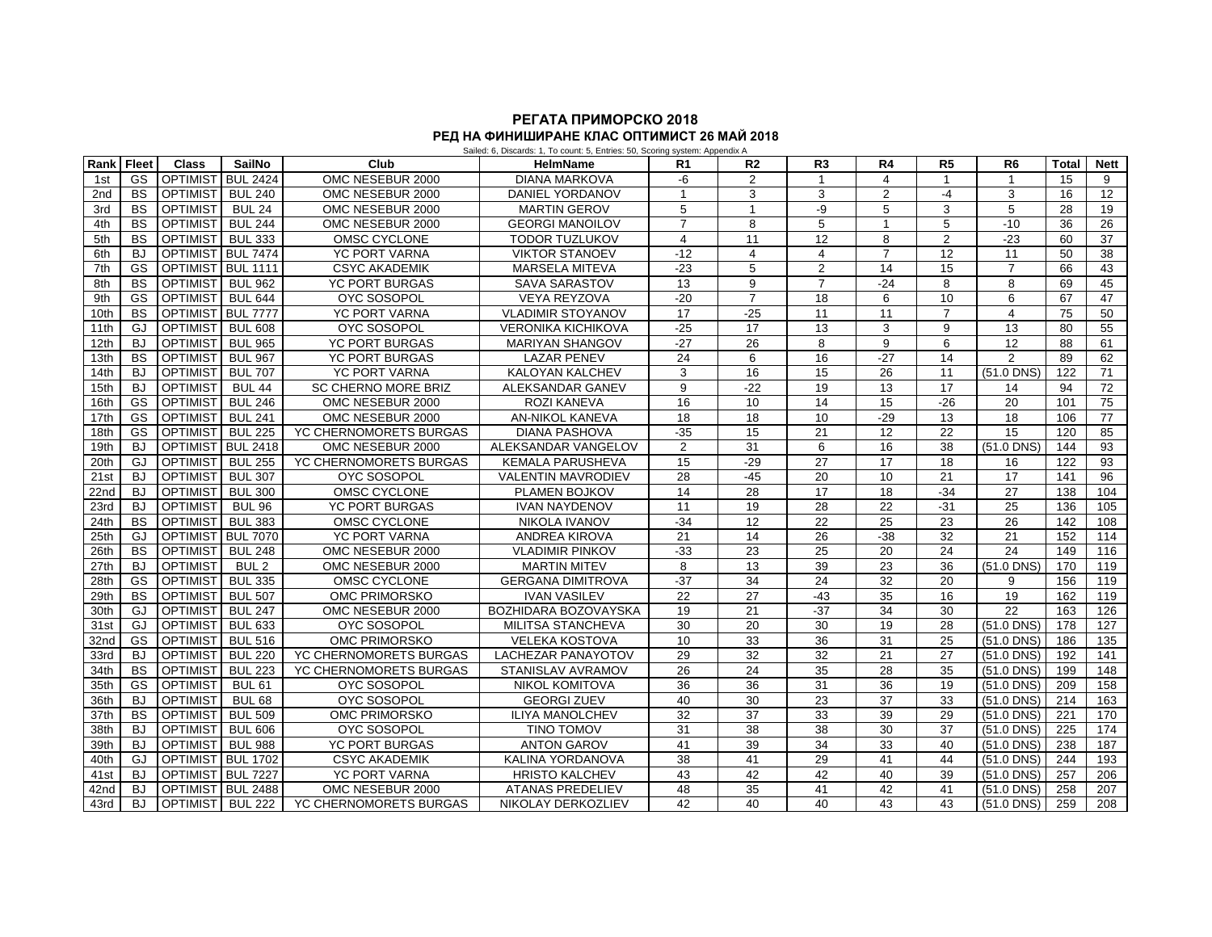## РЕГАТА ПРИМОРСКО 2018

### РЕД НА ФИНИШИРАНЕ КЛАС ОПТИМИСТ 26 МАЙ 2018

Sailed: 6, Discards: 1, To count: 5, Entries: 50, Scoring system: Appendix A

| Rank | Fleet | Class | SailNo | Club | HelmName | R1 | R2 | R3 | R4 | R5 | R6 | Total | Nett |
|---|---|---|---|---|---|---|---|---|---|---|---|---|---|
| 1st | GS | OPTIMIST | BUL 2424 | OMC NESEBUR 2000 | DIANA MARKOVA | -6 | 2 | 1 | 4 | 1 | 1 | 15 | 9 |
| 2nd | BS | OPTIMIST | BUL 240 | OMC NESEBUR 2000 | DANIEL YORDANOV | 1 | 3 | 3 | 2 | -4 | 3 | 16 | 12 |
| 3rd | BS | OPTIMIST | BUL 24 | OMC NESEBUR 2000 | MARTIN GEROV | 5 | 1 | -9 | 5 | 3 | 5 | 28 | 19 |
| 4th | BS | OPTIMIST | BUL 244 | OMC NESEBUR 2000 | GEORGI MANOILOV | 7 | 8 | 5 | 1 | 5 | -10 | 36 | 26 |
| 5th | BS | OPTIMIST | BUL 333 | OMSC CYCLONE | TODOR TUZLUKOV | 4 | 11 | 12 | 8 | 2 | -23 | 60 | 37 |
| 6th | BJ | OPTIMIST | BUL 7474 | YC PORT VARNA | VIKTOR STANOEV | -12 | 4 | 4 | 7 | 12 | 11 | 50 | 38 |
| 7th | GS | OPTIMIST | BUL 1111 | CSYC AKADEMIK | MARSELA MITEVA | -23 | 5 | 2 | 14 | 15 | 7 | 66 | 43 |
| 8th | BS | OPTIMIST | BUL 962 | YC PORT BURGAS | SAVA SARASTOV | 13 | 9 | 7 | -24 | 8 | 8 | 69 | 45 |
| 9th | GS | OPTIMIST | BUL 644 | OYC SOSOPOL | VEYA REYZOVA | -20 | 7 | 18 | 6 | 10 | 6 | 67 | 47 |
| 10th | BS | OPTIMIST | BUL 7777 | YC PORT VARNA | VLADIMIR STOYANOV | 17 | -25 | 11 | 11 | 7 | 4 | 75 | 50 |
| 11th | GJ | OPTIMIST | BUL 608 | OYC SOSOPOL | VERONIKA KICHIKOVA | -25 | 17 | 13 | 3 | 9 | 13 | 80 | 55 |
| 12th | BJ | OPTIMIST | BUL 965 | YC PORT BURGAS | MARIYAN SHANGOV | -27 | 26 | 8 | 9 | 6 | 12 | 88 | 61 |
| 13th | BS | OPTIMIST | BUL 967 | YC PORT BURGAS | LAZAR PENEV | 24 | 6 | 16 | -27 | 14 | 2 | 89 | 62 |
| 14th | BJ | OPTIMIST | BUL 707 | YC PORT VARNA | KALOYAN KALCHEV | 3 | 16 | 15 | 26 | 11 | (51.0 DNS) | 122 | 71 |
| 15th | BJ | OPTIMIST | BUL 44 | SC CHERNO MORE BRIZ | ALEKSANDAR GANEV | 9 | -22 | 19 | 13 | 17 | 14 | 94 | 72 |
| 16th | GS | OPTIMIST | BUL 246 | OMC NESEBUR 2000 | ROZI KANEVA | 16 | 10 | 14 | 15 | -26 | 20 | 101 | 75 |
| 17th | GS | OPTIMIST | BUL 241 | OMC NESEBUR 2000 | AN-NIKOL KANEVA | 18 | 18 | 10 | -29 | 13 | 18 | 106 | 77 |
| 18th | GS | OPTIMIST | BUL 225 | YC CHERNOMORETS BURGAS | DIANA PASHOVA | -35 | 15 | 21 | 12 | 22 | 15 | 120 | 85 |
| 19th | BJ | OPTIMIST | BUL 2418 | OMC NESEBUR 2000 | ALEKSANDAR VANGELOV | 2 | 31 | 6 | 16 | 38 | (51.0 DNS) | 144 | 93 |
| 20th | GJ | OPTIMIST | BUL 255 | YC CHERNOMORETS BURGAS | KEMALA PARUSHEVA | 15 | -29 | 27 | 17 | 18 | 16 | 122 | 93 |
| 21st | BJ | OPTIMIST | BUL 307 | OYC SOSOPOL | VALENTIN MAVRODIEV | 28 | -45 | 20 | 10 | 21 | 17 | 141 | 96 |
| 22nd | BJ | OPTIMIST | BUL 300 | OMSC CYCLONE | PLAMEN BOJKOV | 14 | 28 | 17 | 18 | -34 | 27 | 138 | 104 |
| 23rd | BJ | OPTIMIST | BUL 96 | YC PORT BURGAS | IVAN NAYDENOV | 11 | 19 | 28 | 22 | -31 | 25 | 136 | 105 |
| 24th | BS | OPTIMIST | BUL 383 | OMSC CYCLONE | NIKOLA IVANOV | -34 | 12 | 22 | 25 | 23 | 26 | 142 | 108 |
| 25th | GJ | OPTIMIST | BUL 7070 | YC PORT VARNA | ANDREA KIROVA | 21 | 14 | 26 | -38 | 32 | 21 | 152 | 114 |
| 26th | BS | OPTIMIST | BUL 248 | OMC NESEBUR 2000 | VLADIMIR PINKOV | -33 | 23 | 25 | 20 | 24 | 24 | 149 | 116 |
| 27th | BJ | OPTIMIST | BUL 2 | OMC NESEBUR 2000 | MARTIN MITEV | 8 | 13 | 39 | 23 | 36 | (51.0 DNS) | 170 | 119 |
| 28th | GS | OPTIMIST | BUL 335 | OMSC CYCLONE | GERGANA DIMITROVA | -37 | 34 | 24 | 32 | 20 | 9 | 156 | 119 |
| 29th | BS | OPTIMIST | BUL 507 | OMC PRIMORSKO | IVAN VASILEV | 22 | 27 | -43 | 35 | 16 | 19 | 162 | 119 |
| 30th | GJ | OPTIMIST | BUL 247 | OMC NESEBUR 2000 | BOZHIDARA BOZOVAYSKA | 19 | 21 | -37 | 34 | 30 | 22 | 163 | 126 |
| 31st | GJ | OPTIMIST | BUL 633 | OYC SOSOPOL | MILITSA STANCHEVA | 30 | 20 | 30 | 19 | 28 | (51.0 DNS) | 178 | 127 |
| 32nd | GS | OPTIMIST | BUL 516 | OMC PRIMORSKO | VELEKA KOSTOVA | 10 | 33 | 36 | 31 | 25 | (51.0 DNS) | 186 | 135 |
| 33rd | BJ | OPTIMIST | BUL 220 | YC CHERNOMORETS BURGAS | LACHEZAR PANAYOTOV | 29 | 32 | 32 | 21 | 27 | (51.0 DNS) | 192 | 141 |
| 34th | BS | OPTIMIST | BUL 223 | YC CHERNOMORETS BURGAS | STANISLAV AVRAMOV | 26 | 24 | 35 | 28 | 35 | (51.0 DNS) | 199 | 148 |
| 35th | GS | OPTIMIST | BUL 61 | OYC SOSOPOL | NIKOL KOMITOVA | 36 | 36 | 31 | 36 | 19 | (51.0 DNS) | 209 | 158 |
| 36th | BJ | OPTIMIST | BUL 68 | OYC SOSOPOL | GEORGI ZUEV | 40 | 30 | 23 | 37 | 33 | (51.0 DNS) | 214 | 163 |
| 37th | BS | OPTIMIST | BUL 509 | OMC PRIMORSKO | ILIYA MANOLCHEV | 32 | 37 | 33 | 39 | 29 | (51.0 DNS) | 221 | 170 |
| 38th | BJ | OPTIMIST | BUL 606 | OYC SOSOPOL | TINO TOMOV | 31 | 38 | 38 | 30 | 37 | (51.0 DNS) | 225 | 174 |
| 39th | BJ | OPTIMIST | BUL 988 | YC PORT BURGAS | ANTON GAROV | 41 | 39 | 34 | 33 | 40 | (51.0 DNS) | 238 | 187 |
| 40th | GJ | OPTIMIST | BUL 1702 | CSYC AKADEMIK | KALINA YORDANOVA | 38 | 41 | 29 | 41 | 44 | (51.0 DNS) | 244 | 193 |
| 41st | BJ | OPTIMIST | BUL 7227 | YC PORT VARNA | HRISTO KALCHEV | 43 | 42 | 42 | 40 | 39 | (51.0 DNS) | 257 | 206 |
| 42nd | BJ | OPTIMIST | BUL 2488 | OMC NESEBUR 2000 | ATANAS PREDELIEV | 48 | 35 | 41 | 42 | 41 | (51.0 DNS) | 258 | 207 |
| 43rd | BJ | OPTIMIST | BUL 222 | YC CHERNOMORETS BURGAS | NIKOLAY DERKOZLIEV | 42 | 40 | 40 | 43 | 43 | (51.0 DNS) | 259 | 208 |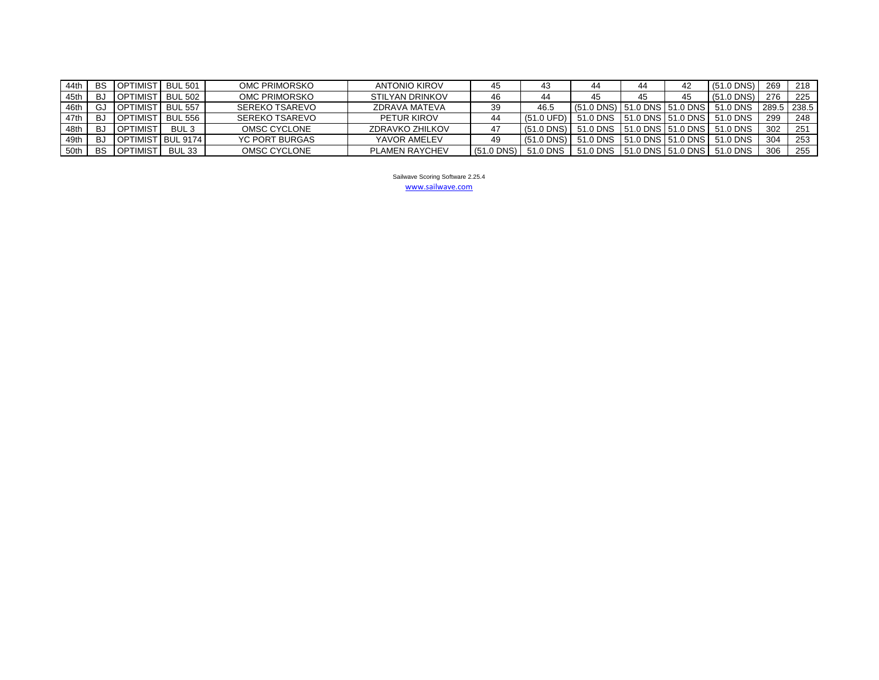| | | | | | | | | | | | | | |
|---|---|---|---|---|---|---|---|---|---|---|---|---|---|
| 44th | BS | OPTIMIST | BUL 501 | OMC PRIMORSKO | ANTONIO KIROV | 45 | 43 | 44 | 44 | 42 | (51.0 DNS) | 269 | 218 |
| 45th | BJ | OPTIMIST | BUL 502 | OMC PRIMORSKO | STILYAN DRINKOV | 46 | 44 | 45 | 45 | 45 | (51.0 DNS) | 276 | 225 |
| 46th | GJ | OPTIMIST | BUL 557 | SEREKO TSAREVO | ZDRAVA MATEVA | 39 | 46.5 | (51.0 DNS) | 51.0 DNS | 51.0 DNS | 51.0 DNS | 289.5 | 238.5 |
| 47th | BJ | OPTIMIST | BUL 556 | SEREKO TSAREVO | PETUR KIROV | 44 | (51.0 UFD) | 51.0 DNS | 51.0 DNS | 51.0 DNS | 51.0 DNS | 299 | 248 |
| 48th | BJ | OPTIMIST | BUL 3 | OMSC CYCLONE | ZDRAVKO ZHILKOV | 47 | (51.0 DNS) | 51.0 DNS | 51.0 DNS | 51.0 DNS | 51.0 DNS | 302 | 251 |
| 49th | BJ | OPTIMIST | BUL 9174 | YC PORT BURGAS | YAVOR AMELEV | 49 | (51.0 DNS) | 51.0 DNS | 51.0 DNS | 51.0 DNS | 51.0 DNS | 304 | 253 |
| 50th | BS | OPTIMIST | BUL 33 | OMSC CYCLONE | PLAMEN RAYCHEV | (51.0 DNS) | 51.0 DNS | 51.0 DNS | 51.0 DNS | 51.0 DNS | 51.0 DNS | 306 | 255 |

Sailwave Scoring Software 2.25.4
www.sailwave.com